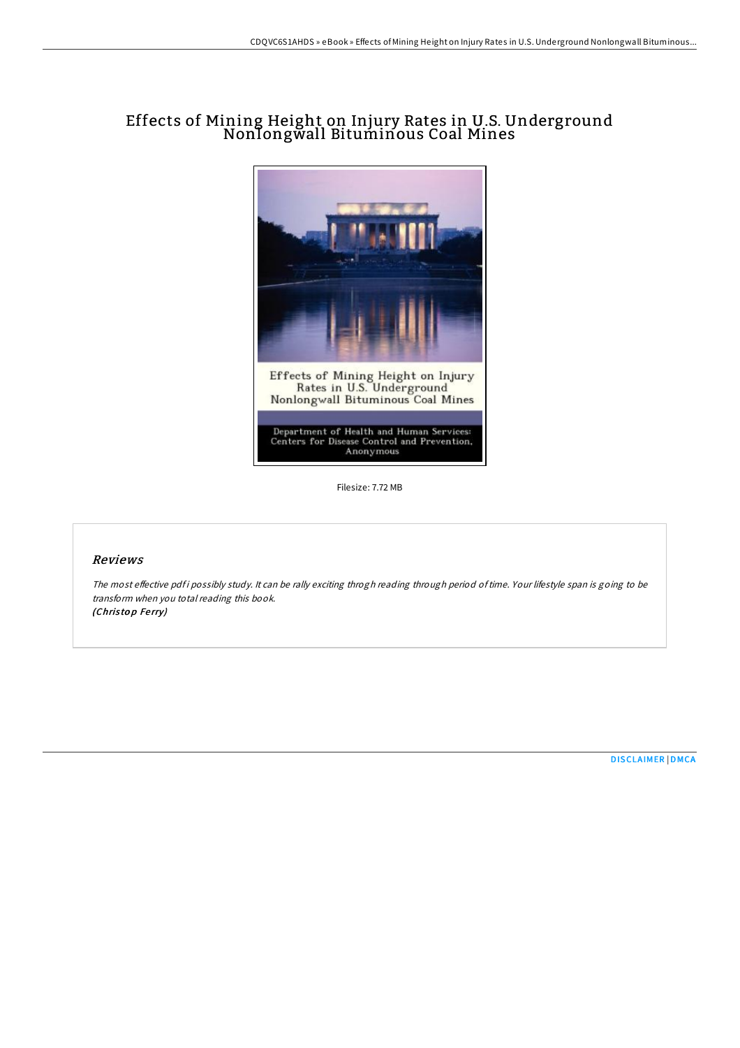# Effects of Mining Height on Injury Rates in U.S. Underground Nonlongwall Bituminous Coal Mines

Filesize: 7.72 MB

## *Reviews*

*The most effective pdf i possibly study. It can be rally exciting throgh reading through period of time. Your lifestyle span is going to be transform when you total reading this book.*
***(Christop Ferry)***

DISCLAIMER | DMCA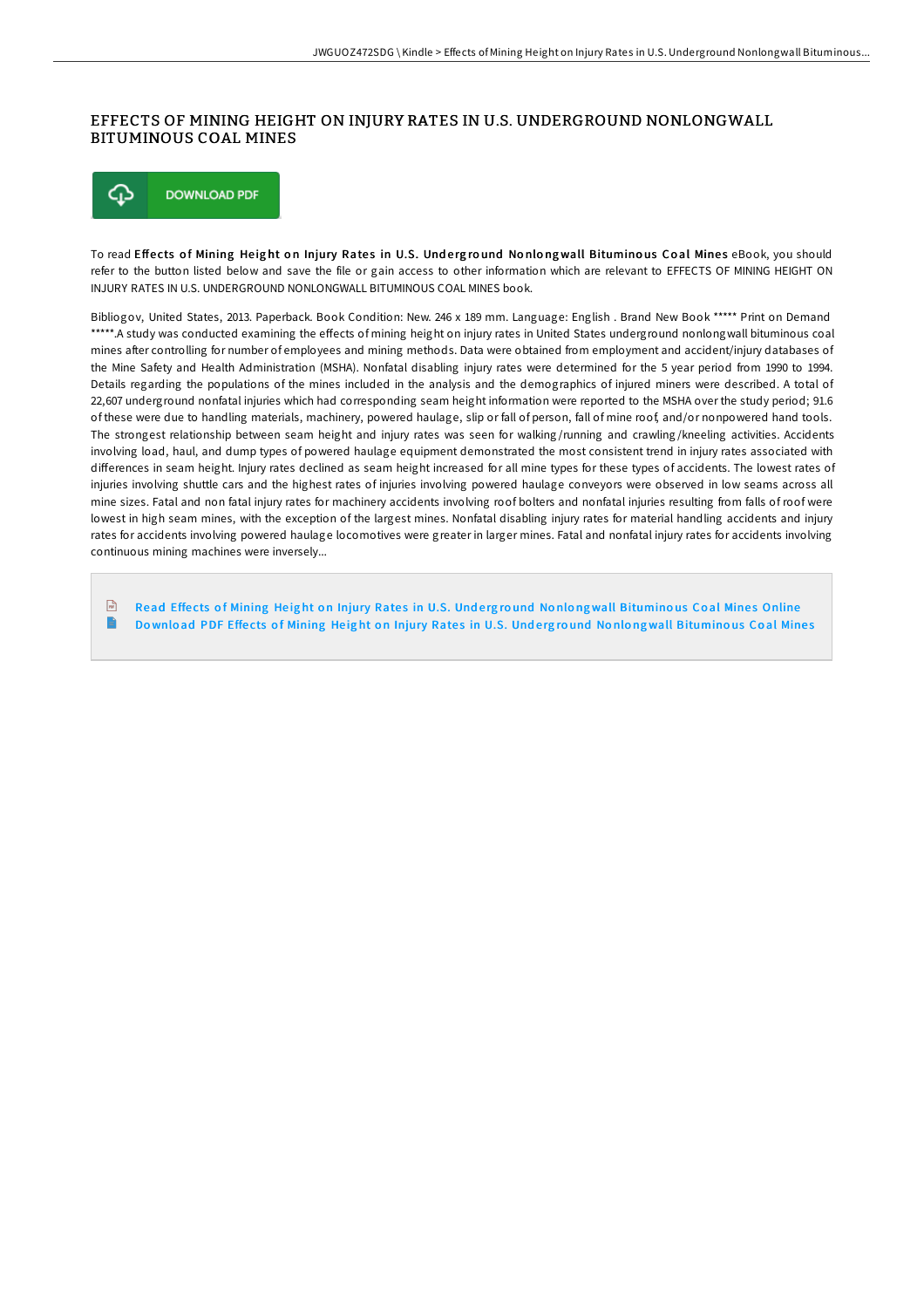# EFFECTS OF MINING HEIGHT ON INJURY RATES IN U.S. UNDERGROUND NONLONGWALL BITUMINOUS COAL MINES

DOWNLOAD PDF

To read **Effects of Mining Height on Injury Rates in U.S. Underground Nonlongwall Bituminous Coal Mines** eBook, you should refer to the button listed below and save the file or gain access to other information which are relevant to EFFECTS OF MINING HEIGHT ON INJURY RATES IN U.S. UNDERGROUND NONLONGWALL BITUMINOUS COAL MINES book.

Bibliogov, United States, 2013. Paperback. Book Condition: New. 246 x 189 mm. Language: English . Brand New Book ***** Print on Demand *****.A study was conducted examining the effects of mining height on injury rates in United States underground nonlongwall bituminous coal mines after controlling for number of employees and mining methods. Data were obtained from employment and accident/injury databases of the Mine Safety and Health Administration (MSHA). Nonfatal disabling injury rates were determined for the 5 year period from 1990 to 1994. Details regarding the populations of the mines included in the analysis and the demographics of injured miners were described. A total of 22,607 underground nonfatal injuries which had corresponding seam height information were reported to the MSHA over the study period; 91.6 of these were due to handling materials, machinery, powered haulage, slip or fall of person, fall of mine roof, and/or nonpowered hand tools. The strongest relationship between seam height and injury rates was seen for walking/running and crawling/kneeling activities. Accidents involving load, haul, and dump types of powered haulage equipment demonstrated the most consistent trend in injury rates associated with differences in seam height. Injury rates declined as seam height increased for all mine types for these types of accidents. The lowest rates of injuries involving shuttle cars and the highest rates of injuries involving powered haulage conveyors were observed in low seams across all mine sizes. Fatal and non fatal injury rates for machinery accidents involving roof bolters and nonfatal injuries resulting from falls of roof were lowest in high seam mines, with the exception of the largest mines. Nonfatal disabling injury rates for material handling accidents and injury rates for accidents involving powered haulage locomotives were greater in larger mines. Fatal and nonfatal injury rates for accidents involving continuous mining machines were inversely...

Read Effects of Mining Height on Injury Rates in U.S. Underground Nonlongwall Bituminous Coal Mines Online
Download PDF Effects of Mining Height on Injury Rates in U.S. Underground Nonlongwall Bituminous Coal Mines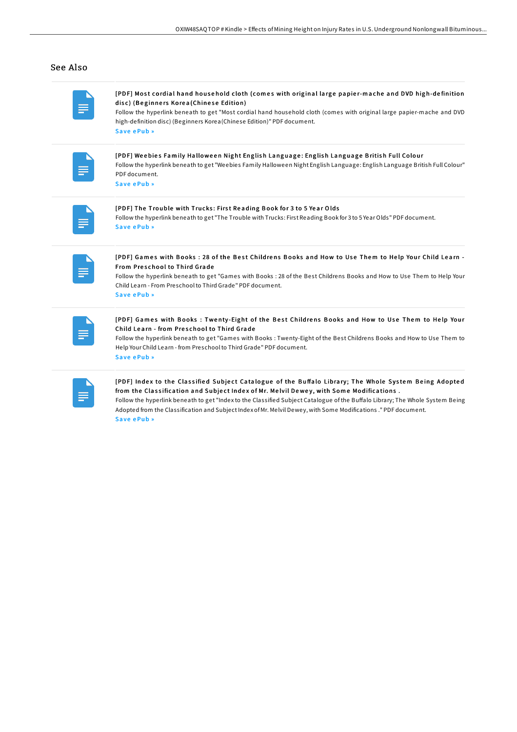## See Also

[PDF] Most cordial hand household cloth (comes with original large papier-mache and DVD high-definition disc) (Beginners Korea(Chinese Edition)

Follow the hyperlink beneath to get "Most cordial hand household cloth (comes with original large papier-mache and DVD high-definition disc) (Beginners Korea(Chinese Edition)" PDF document.

Save ePub »

[PDF] Weebies Family Halloween Night English Language: English Language British Full Colour

Follow the hyperlink beneath to get "Weebies Family Halloween Night English Language: English Language British Full Colour" PDF document.

Save ePub »

[PDF] The Trouble with Trucks: First Reading Book for 3 to 5 Year Olds

Follow the hyperlink beneath to get "The Trouble with Trucks: First Reading Book for 3 to 5 Year Olds" PDF document.

Save ePub »

[PDF] Games with Books : 28 of the Best Childrens Books and How to Use Them to Help Your Child Learn - From Preschool to Third Grade

Follow the hyperlink beneath to get "Games with Books : 28 of the Best Childrens Books and How to Use Them to Help Your Child Learn - From Preschool to Third Grade" PDF document.

Save ePub »

[PDF] Games with Books : Twenty-Eight of the Best Childrens Books and How to Use Them to Help Your Child Learn - from Preschool to Third Grade

Follow the hyperlink beneath to get "Games with Books : Twenty-Eight of the Best Childrens Books and How to Use Them to Help Your Child Learn - from Preschool to Third Grade" PDF document.

Save ePub »

[PDF] Index to the Classified Subject Catalogue of the Buffalo Library; The Whole System Being Adopted from the Classification and Subject Index of Mr. Melvil Dewey, with Some Modifications .

Follow the hyperlink beneath to get "Index to the Classified Subject Catalogue of the Buffalo Library; The Whole System Being Adopted from the Classification and Subject Index of Mr. Melvil Dewey, with Some Modifications ." PDF document.

Save ePub »